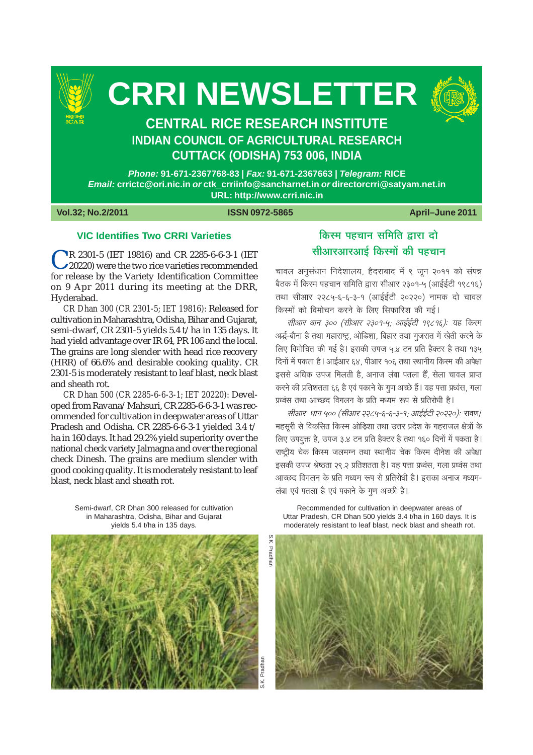# CRRI NEWSLETTER

## CENTRAL RICE RESEARCH INSTITUTE
## INDIAN COUNCIL OF AGRICULTURAL RESEARCH
## CUTTACK (ODISHA) 753 006, INDIA

***Phone:*** **91-671-2367768-83 |** ***Fax:*** **91-671-2367663 |** ***Telegram:*** **RICE**
***Email:*** **crrictc@ori.nic.in** ***or*** **ctk_crriinfo@sancharnet.in** ***or*** **directorcrri@satyam.net.in**
**URL: http://www.crri.nic.in**

**Vol.32; No.2/2011** **ISSN 0972-5865** **April–June 2011**

### VIC Identifies Two CRRI Varieties

CR 2301-5 (IET 19816) and CR 2285-6-6-3-1 (IET 20220) were the two rice varieties recommended for release by the Variety Identification Committee on 9 Apr 2011 during its meeting at the DRR, Hyderabad.

*CR Dhan 300 (CR 2301-5; IET 19816)*: Released for cultivation in Maharashtra, Odisha, Bihar and Gujarat, semi-dwarf, CR 2301-5 yields 5.4 t/ha in 135 days. It had yield advantage over IR 64, PR 106 and the local. The grains are long slender with head rice recovery (HRR) of 66.6% and desirable cooking quality. CR 2301-5 is moderately resistant to leaf blast, neck blast and sheath rot.

*CR Dhan 500 (CR 2285-6-6-3-1; IET 20220)*: Developed from Ravana/Mahsuri, CR 2285-6-6-3-1 was recommended for cultivation in deepwater areas of Uttar Pradesh and Odisha. CR 2285-6-6-3-1 yielded 3.4 t/ha in 160 days. It had 29.2% yield superiority over the national check variety Jalmagna and over the regional check Dinesh. The grains are medium slender with good cooking quality. It is moderately resistant to leaf blast, neck blast and sheath rot.

### किस्म पहचान समिति द्वारा दो सीआरआरआई किस्मों की पहचान

चावल अनुसंधान निदेशालय, हैदराबाद में ९ जून २०११ को संपन्न बैठक में किस्म पहचान समिति द्वारा सीआर २३०१-५ (आईईटी १९८१६) तथा सीआर २२८५-६-६-३-१ (आईईटी २०२२०) नामक दो चावल किस्मों को विमोचन करने के लिए सिफारिश की गई।

*सीआर धान ३०० (सीआर २३०१-५; आईईटी १९८१६):* यह किस्म अर्द्ध-बौना है तथा महाराष्ट्र, ओड़िशा, बिहार तथा गुजरात में खेती करने के लिए विमोचित की गई है। इसकी उपज ५.४ टन प्रति हैक्टर है तथा १३५ दिनों में पकता है। आईआर ६४, पीआर १०६ तथा स्थानीय किस्म की अपेक्षा इससे अधिक उपज मिलती है, अनाज लंबा पतला हैं, सेला चावल प्राप्त करने की प्रतिशतता ६६ है एवं पकाने के गुण अच्छे हैं। यह पत्ता प्रध्वंस, गला प्रध्वंस तथा आच्छद विगलन के प्रति मध्यम रूप से प्रतिरोधी है।

*सीआर धान ५०० (सीआर २२८५-६-६-३-१; आईईटी २०२२०):* रावण/महसूरी से विकसित किस्म ओड़िशा तथा उत्तर प्रदेश के गहराजल क्षेत्रों के लिए उपयुक्त है, उपज ३.४ टन प्रति हैक्टर है तथा १६० दिनों में पकता है। राष्ट्रीय चेक किस्म जलमग्न तथा स्थानीय चेक किस्म दीनेश की अपेक्षा इसकी उपज श्रेष्ठता २९.२ प्रतिशतता है। यह पत्ता प्रध्वंस, गला प्रध्वंस तथा आच्छद विगलन के प्रति मध्यम रूप से प्रतिरोधी है। इसका अनाज मध्यम-लंबा एवं पतला है एवं पकाने के गुण अच्छी है।

Semi-dwarf, CR Dhan 300 released for cultivation in Maharashtra, Odisha, Bihar and Gujarat yields 5.4 t/ha in 135 days.

S.K. Pradhan

Recommended for cultivation in deepwater areas of Uttar Pradesh, CR Dhan 500 yields 3.4 t/ha in 160 days. It is moderately resistant to leaf blast, neck blast and sheath rot.

S.K. Pradhan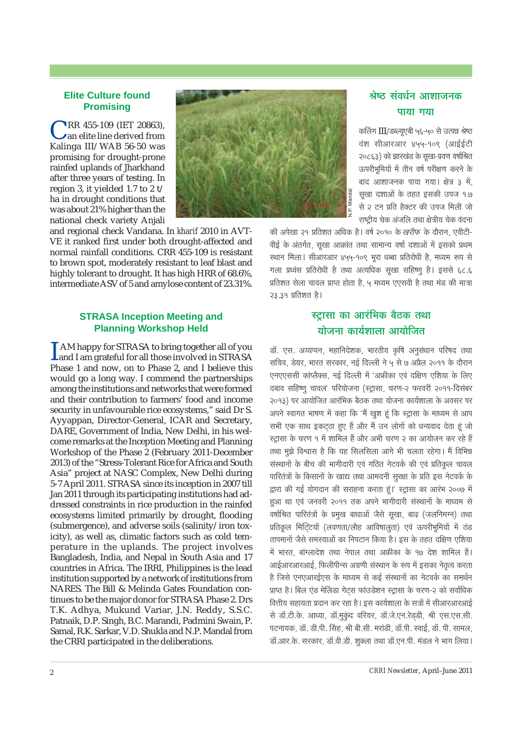## Elite Culture found Promising

CRR 455-109 (IET 20863), an elite line derived from Kalinga III/ WAB 56-50 was promising for drought-prone rainfed uplands of Jharkhand after three years of testing. In region 3, it yielded 1.7 to 2 t/ ha in drought conditions that was about 21% higher than the national check variety Anjali and regional check Vandana. In *kharif* 2010 in AVT-VE it ranked first under both drought-affected and normal rainfall conditions. CRR 455-109 is resistant to brown spot, moderately resistant to leaf blast and highly tolerant to drought. It has high HRR of 68.6%, intermediate ASV of 5 and amylose content of 23.31%.

N.P. Mandal

## श्रेष्ठ संवर्धन आशाजनक पाया गया

कलिंग III/डब्ल्यूएबी ५६-५० से उत्पन्न श्रेष्ठ वंश सीआरआर ४५५-१०९ (आईईटी २०८६३) को झारखंड के सूखा-प्रवण वर्षाश्रित ऊपरीभूमियों में तीन वर्ष परीक्षण करने के बाद आशाजनक पाया गया। क्षेत्र ३ में, सूखा दशाओं के तहत इसकी उपज १.७ से २ टन प्रति हैक्टर की उपज मिली जो राष्ट्रीय चेक अंजलि तथा क्षेत्रीय चेक वंदना की अपेक्षा २१ प्रतिशत अधिक है। वर्ष २०१० के *खरीफ* के दौरान, एवीटी-वीई के अंतर्गत, सूखा आक्रांत तथा सामान्य वर्षा दशाओं में इसको प्रथम स्थान मिला। सीआरआर ४५५-१०९ भूरा धब्बा प्रतिरोधी है, मध्यम रूप से गला प्रध्वंस प्रतिरोधी है तथा अत्यधिक सूखा सहिष्णु है। इससे ६८.६ प्रतिशत सेला चावल प्राप्त होता है, ५ मध्यम एएसवी है तथा मंड की मात्रा २३.३१ प्रतिशत है।

## STRASA Inception Meeting and Planning Workshop Held

I AM happy for STRASA to bring together all of you and I am grateful for all those involved in STRASA Phase 1 and now, on to Phase 2, and I believe this would go a long way. I commend the partnerships among the institutions and networks that were formed and their contribution to farmers' food and income security in unfavourable rice ecosystems," said Dr S. Ayyappan, Director-General, ICAR and Secretary, DARE, Government of India, New Delhi, in his welcome remarks at the Inception Meeting and Planning Workshop of the Phase 2 (February 2011-December 2013) of the "Stress-Tolerant Rice for Africa and South Asia" project at NASC Complex, New Delhi during 5-7 April 2011. STRASA since its inception in 2007 till Jan 2011 through its participating institutions had addressed constraints in rice production in the rainfed ecosystems limited primarily by drought, flooding (submergence), and adverse soils (salinity/ iron toxicity), as well as, climatic factors such as cold temperature in the uplands. The project involves Bangladesh, India, and Nepal in South Asia and 17 countries in Africa. The IRRI, Philippines is the lead institution supported by a network of institutions from NARES. The Bill & Melinda Gates Foundation continues to be the major donor for STRASA Phase 2. Drs T.K. Adhya, Mukund Variar, J.N. Reddy, S.S.C. Patnaik, D.P. Singh, B.C. Marandi, Padmini Swain, P. Samal, R.K. Sarkar, V.D. Shukla and N.P. Mandal from the CRRI participated in the deliberations.

## स्ट्रासा का आरंभिक बैठक तथा योजना कार्यशाला आयोजित

डॉ. एस. अय्यप्पन, महानिदेशक, भारतीय कृषि अनुसंधान परिषद तथा सचिव, डेयर, भारत सरकार, नई दिल्ली ने ५ से ७ अप्रैल २०११ के दौरान एनएएससी कांप्लैक्स, नई दिल्ली में 'अफ्रीका एवं दक्षिण एशिया के लिए दबाव सहिष्णु चावल' परियोजना (स्ट्रासा, चरण-२ फरवरी २०११-दिसंबर २०१३) पर आयोजित आरंभिक बैठक तथा योजना कार्यशाला के अवसर पर अपने स्वागत भाषण में कहा कि 'मैं खुश हूं कि स्ट्रासा के माध्यम से आप सभी एक साथ इकट्ठा हुए हैं और मैं उन लोगों को धन्यवाद देता हूं जो स्ट्रासा के चरण १ में शामिल हैं और अभी चरण २ का आयोजन कर रहे हैं तथा मुझे विश्वास है कि यह सिलसिला आगे भी चलता रहेगा। मैं विभिन्न संस्थानों के बीच की भागीदारी एवं गठित नेटवर्क की एवं प्रतिकूल चावल पारितंत्रों के किसानों के खाद्य तथा आमदनी सुरक्षा के प्रति इस नेटवर्क के द्वारा की गई योगदान की सराहना करता हूं।' स्ट्रासा का आरंभ २००७ में हुआ था एवं जनवरी २०११ तक अपने भागीदारी संस्थानों के माध्यम से वर्षाश्रित पारितंत्रों के प्रमुख बाधाओं जैसे सूखा, बाढ़ (जलनिमग्न) तथा प्रतिकूल मिट्टियों (लवणता/लौह आविषालुता) एवं ऊपरीभूमियों में ठंड तापमानों जैसे समस्याओं का निपटान किया है। इस के तहत दक्षिण एशिया में भारत, बांग्लादेश तथा नेपाल तथा अफ्रीका के १७ देश शामिल हैं। आईआरआरआई, फिलीपीन्स अग्रणी संस्थान के रूप में इसका नेतृत्व करता है जिसे एनएआरईएस के माध्यम से कई संस्थानों का नेटवर्क का समर्थन प्राप्त है। बिल एंड मेलिंडा गेट्स फांउडेशन स्ट्रासा के चरण-२ को सर्वाधिक वित्तीय सहायता प्रदान कर रहा है। इस कार्यशाला के सत्रों में सीआरआरआई से डॉ.टी.के. आध्या, डॉ.मुकुंद वरियर, डॉ.जे.एन.रेड्डी, श्री एस.एस.सी. पटनायक, डॉ. डी.पी. सिंह, श्री बी.सी. मरांडी, डॉ.पी. स्वाईं, डॉ. पी. सामल, डॉ.आर.के. सरकार, डॉ.वी.डी. शुक्ला तथा डॉ.एन.पी. मंडल ने भाग लिया।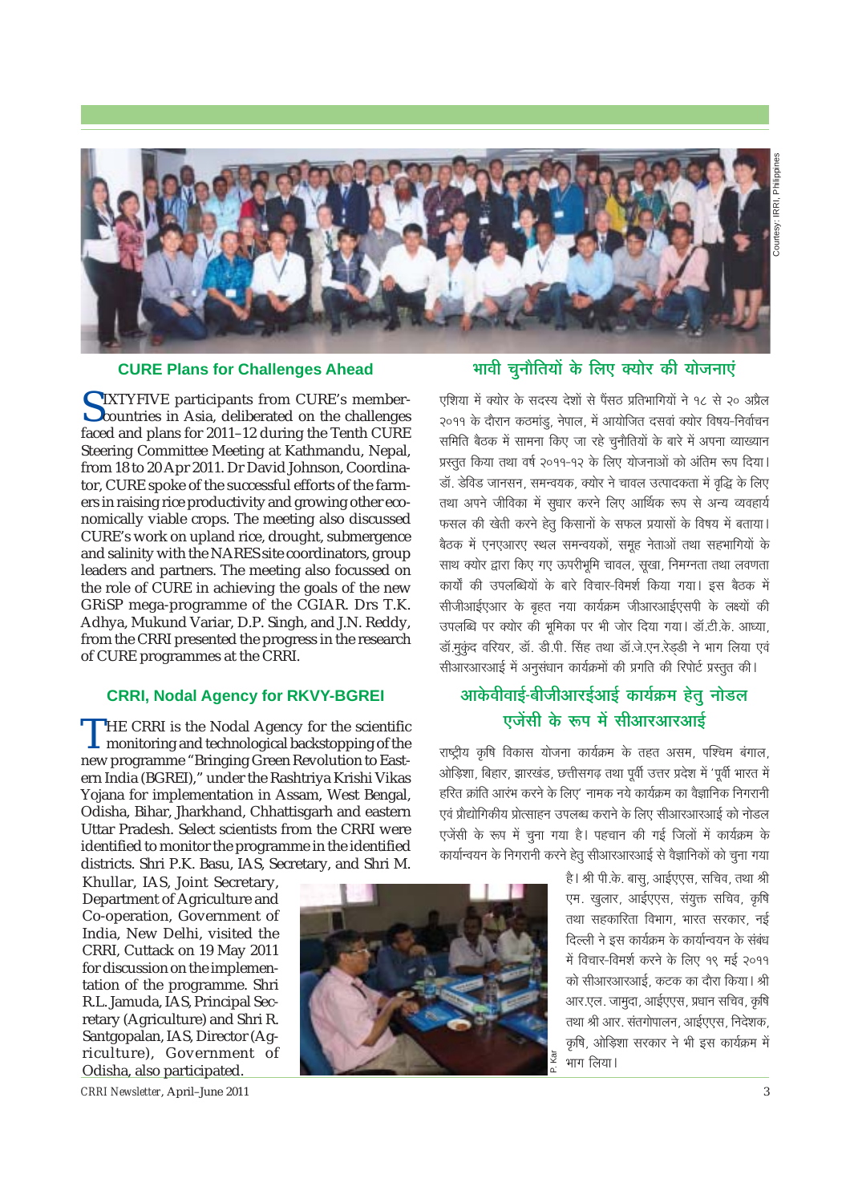Courtesy: IRRI, Philippines

## CURE Plans for Challenges Ahead

SIXTYFIVE participants from CURE's member-countries in Asia, deliberated on the challenges faced and plans for 2011–12 during the Tenth CURE Steering Committee Meeting at Kathmandu, Nepal, from 18 to 20 Apr 2011. Dr David Johnson, Coordinator, CURE spoke of the successful efforts of the farmers in raising rice productivity and growing other economically viable crops. The meeting also discussed CURE's work on upland rice, drought, submergence and salinity with the NARES site coordinators, group leaders and partners. The meeting also focussed on the role of CURE in achieving the goals of the new GRiSP mega-programme of the CGIAR. Drs T.K. Adhya, Mukund Variar, D.P. Singh, and J.N. Reddy, from the CRRI presented the progress in the research of CURE programmes at the CRRI.

## भावी चुनौतियों के लिए क्योर की योजनाएं

एशिया में क्योर के सदस्य देशों से पैंसठ प्रतिभागियों ने १८ से २० अप्रैल २०११ के दौरान कठमांडु, नेपाल, में आयोजित दसवां क्योर विषय-निर्वाचन समिति बैठक में सामना किए जा रहे चुनौतियों के बारे में अपना व्याख्यान प्रस्तुत किया तथा वर्ष २०११-१२ के लिए योजनाओं को अंतिम रूप दिया। डॉ. डेविड जानसन, समन्वयक, क्योर ने चावल उत्पादकता में वृद्धि के लिए तथा अपने जीविका में सुधार करने लिए आर्थिक रूप से अन्य व्यवहार्य फसल की खेती करने हेतु किसानों के सफल प्रयासों के विषय में बताया। बैठक में एनएआरए स्थल समन्वयकों, समूह नेताओं तथा सहभागियों के साथ क्योर द्वारा किए गए ऊपरीभूमि चावल, सूखा, निमग्नता तथा लवणता कार्यों की उपलब्धियों के बारे विचार-विमर्श किया गया। इस बैठक में सीजीआईएआर के बृहत नया कार्यक्रम जीआरआईएसपी के लक्ष्यों की उपलब्धि पर क्योर की भूमिका पर भी जोर दिया गया। डॉ.टी.के. आध्या, डॉ.मुकुंद वरियर, डॉ. डी.पी. सिंह तथा डॉ.जे.एन.रेड्डी ने भाग लिया एवं सीआरआरआई में अनुसंधान कार्यक्रमों की प्रगति की रिपोर्ट प्रस्तुत की।

## CRRI, Nodal Agency for RKVY-BGREI

THE CRRI is the Nodal Agency for the scientific monitoring and technological backstopping of the new programme "Bringing Green Revolution to Eastern India (BGREI)," under the Rashtriya Krishi Vikas Yojana for implementation in Assam, West Bengal, Odisha, Bihar, Jharkhand, Chhattisgarh and eastern Uttar Pradesh. Select scientists from the CRRI were identified to monitor the programme in the identified districts. Shri P.K. Basu, IAS, Secretary, and Shri M. Khullar, IAS, Joint Secretary, Department of Agriculture and Co-operation, Government of India, New Delhi, visited the CRRI, Cuttack on 19 May 2011 for discussion on the implementation of the programme. Shri R.L. Jamuda, IAS, Principal Secretary (Agriculture) and Shri R. Santgopalan, IAS, Director (Agriculture), Government of Odisha, also participated.

P. Kar

## आकेवीवाई-बीजीआरईआई कार्यक्रम हेतु नोडल एजेंसी के रूप में सीआरआरआई

राष्ट्रीय कृषि विकास योजना कार्यक्रम के तहत असम, पश्चिम बंगाल, ओड़िशा, बिहार, झारखंड, छत्तीसगढ़ तथा पूर्वी उत्तर प्रदेश में 'पूर्वी भारत में हरित क्रांति आरंभ करने के लिए' नामक नये कार्यक्रम का वैज्ञानिक निगरानी एवं प्रौद्योगिकीय प्रोत्साहन उपलब्ध कराने के लिए सीआरआरआई को नोडल एजेंसी के रूप में चुना गया है। पहचान की गई जिलों में कार्यक्रम के कार्यान्वयन के निगरानी करने हेतु सीआरआरआई से वैज्ञानिकों को चुना गया है। श्री पी.के. बासु, आईएएस, सचिव, तथा श्री एम. खुलार, आईएएस, संयुक्त सचिव, कृषि तथा सहकारिता विभाग, भारत सरकार, नई दिल्ली ने इस कार्यक्रम के कार्यान्वयन के संबंध में विचार-विमर्श करने के लिए १९ मई २०११ को सीआरआरआई, कटक का दौरा किया। श्री आर.एल. जामुदा, आईएएस, प्रधान सचिव, कृषि तथा श्री आर. संतगोपालन, आईएएस, निदेशक, कृषि, ओड़िशा सरकार ने भी इस कार्यक्रम में भाग लिया।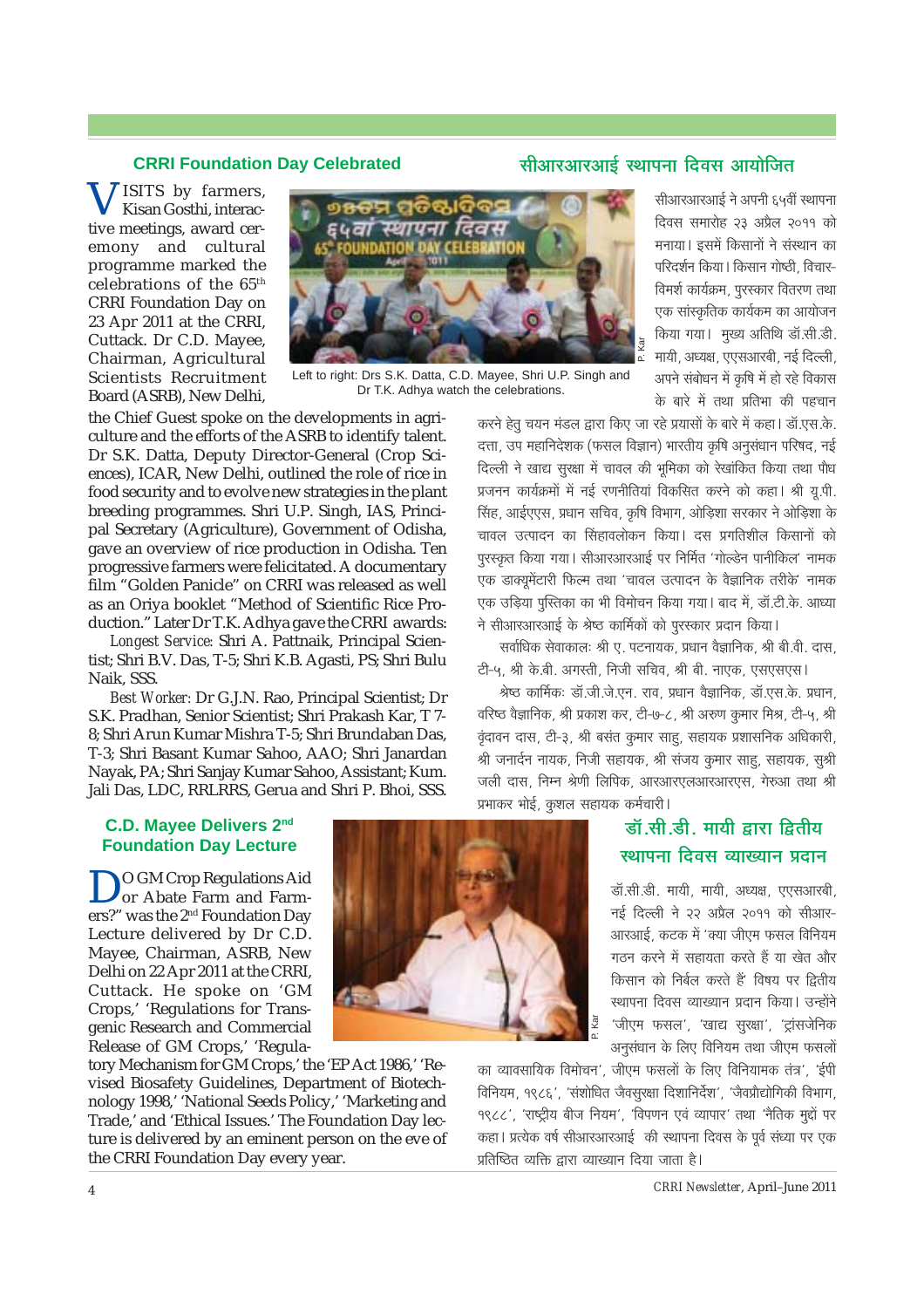## CRRI Foundation Day Celebrated

VISITS by farmers, Kisan Gosthi, interactive meetings, award ceremony and cultural programme marked the celebrations of the 65th CRRI Foundation Day on 23 Apr 2011 at the CRRI, Cuttack. Dr C.D. Mayee, Chairman, Agricultural Scientists Recruitment Board (ASRB), New Delhi, the Chief Guest spoke on the developments in agriculture and the efforts of the ASRB to identify talent. Dr S.K. Datta, Deputy Director-General (Crop Sciences), ICAR, New Delhi, outlined the role of rice in food security and to evolve new strategies in the plant breeding programmes. Shri U.P. Singh, IAS, Principal Secretary (Agriculture), Government of Odisha, gave an overview of rice production in Odisha. Ten progressive farmers were felicitated. A documentary film "Golden Panicle" on CRRI was released as well as an Oriya booklet "Method of Scientific Rice Production." Later Dr T.K. Adhya gave the CRRI awards:

Left to right: Drs S.K. Datta, C.D. Mayee, Shri U.P. Singh and Dr T.K. Adhya watch the celebrations.

*Longest Service*: Shri A. Pattnaik, Principal Scientist; Shri B.V. Das, T-5; Shri K.B. Agasti, PS; Shri Bulu Naik, SSS.

*Best Worker*: Dr G.J.N. Rao, Principal Scientist; Dr S.K. Pradhan, Senior Scientist; Shri Prakash Kar, T 7-8; Shri Arun Kumar Mishra T-5; Shri Brundaban Das, T-3; Shri Basant Kumar Sahoo, AAO; Shri Janardan Nayak, PA; Shri Sanjay Kumar Sahoo, Assistant; Kum. Jali Das, LDC, RRLRRS, Gerua and Shri P. Bhoi, SSS.

## C.D. Mayee Delivers 2nd Foundation Day Lecture

DO GM Crop Regulations Aid or Abate Farm and Farmers?" was the 2nd Foundation Day Lecture delivered by Dr C.D. Mayee, Chairman, ASRB, New Delhi on 22 Apr 2011 at the CRRI, Cuttack. He spoke on 'GM Crops,' 'Regulations for Transgenic Research and Commercial Release of GM Crops,' 'Regulatory Mechanism for GM Crops,' the 'EP Act 1986,' 'Revised Biosafety Guidelines, Department of Biotechnology 1998,' 'National Seeds Policy,' 'Marketing and Trade,' and 'Ethical Issues.' The Foundation Day lecture is delivered by an eminent person on the eve of the CRRI Foundation Day every year.

## सीआरआरआई स्थापना दिवस आयोजित

सीआरआरआई ने अपनी ६५वीं स्थापना दिवस समारोह २३ अप्रैल २०११ को मनाया। इसमें किसानों ने संस्थान का परिदर्शन किया। किसान गोष्ठी, विचार-विमर्श कार्यक्रम, पुरस्कार वितरण तथा एक सांस्कृतिक कार्यकम का आयोजन किया गया। मुख्य अतिथि डॉ.सी.डी. मायी, अध्यक्ष, एएसआरबी, नई दिल्ली, अपने संबोधन में कृषि में हो रहे विकास के बारे में तथा प्रतिभा की पहचान करने हेतु चयन मंडल द्वारा किए जा रहे प्रयासों के बारे में कहा। डॉ.एस.के. दत्ता, उप महानिदेशक (फसल विज्ञान) भारतीय कृषि अनुसंधान परिषद, नई दिल्ली ने खाद्य सुरक्षा में चावल की भूमिका को रेखांकित किया तथा पौध प्रजनन कार्यक्रमों में नई रणनीतियां विकसित करने को कहा। श्री यू.पी. सिंह, आईएएस, प्रधान सचिव, कृषि विभाग, ओड़िशा सरकार ने ओड़िशा के चावल उत्पादन का सिंहावलोकन किया। दस प्रगतिशील किसानों को पुरस्कृत किया गया। सीआरआरआई पर निर्मित 'गोल्डेन पानीकिल' नामक एक डाक्यूमेंटरी फिल्म तथा 'चावल उत्पादन के वैज्ञानिक तरीके' नामक एक उड़िया पुस्तिका का भी विमोचन किया गया। बाद में, डॉ.टी.के. आध्या ने सीआरआरआई के श्रेष्ठ कार्मिकों को पुरस्कार प्रदान किया।

सर्वाधिक सेवाकालः श्री ए. पटनायक, प्रधान वैज्ञानिक, श्री बी.वी. दास, टी-५, श्री के.बी. अगस्ती, निजी सचिव, श्री बी. नाएक, एसएसएस।

श्रेष्ठ कार्मिकः डॉ.जी.जे.एन. राव, प्रधान वैज्ञानिक, डॉ.एस.के. प्रधान, वरिष्ठ वैज्ञानिक, श्री प्रकाश कर, टी-७-८, श्री अरुण कुमार मिश्र, टी-५, श्री वृंदावन दास, टी-३, श्री बसंत कुमार साहु, सहायक प्रशासनिक अधिकारी, श्री जनार्दन नायक, निजी सहायक, श्री संजय कुमार साहु, सहायक, सुश्री जली दास, निम्न श्रेणी लिपिक, आरआरएलआरआरएस, गेरुआ तथा श्री प्रभाकर भोई, कुशल सहायक कर्मचारी।

## डॉ.सी.डी. मायी द्वारा द्वितीय स्थापना दिवस व्याख्यान प्रदान

डॉ.सी.डी. मायी, मायी, अध्यक्ष, एएसआरबी, नई दिल्ली ने २२ अप्रैल २०११ को सीआर-आरआई, कटक में 'क्या जीएम फसल विनियम गठन करने में सहायता करते हैं या खेत और किसान को निर्बल करते हैं' विषय पर द्वितीय स्थापना दिवस व्याख्यान प्रदान किया। उन्होंने 'जीएम फसल', 'खाद्य सुरक्षा', 'ट्रांसजेनिक अनुसंधान के लिए विनियम तथा जीएम फसलों का व्यावसायिक विमोचन', जीएम फसलों के लिए विनियामक तंत्र', 'ईपी विनियम, १९८६', 'संशोधित जैवसुरक्षा दिशानिर्देश', 'जैवप्रौद्योगिकी विभाग, १९८८', 'राष्ट्रीय बीज नियम', 'विपणन एवं व्यापार' तथा 'नैतिक मुद्दों पर कहा। प्रत्येक वर्ष सीआरआरआई की स्थापना दिवस के पूर्व संध्या पर एक प्रतिष्ठित व्यक्ति द्वारा व्याख्यान दिया जाता है।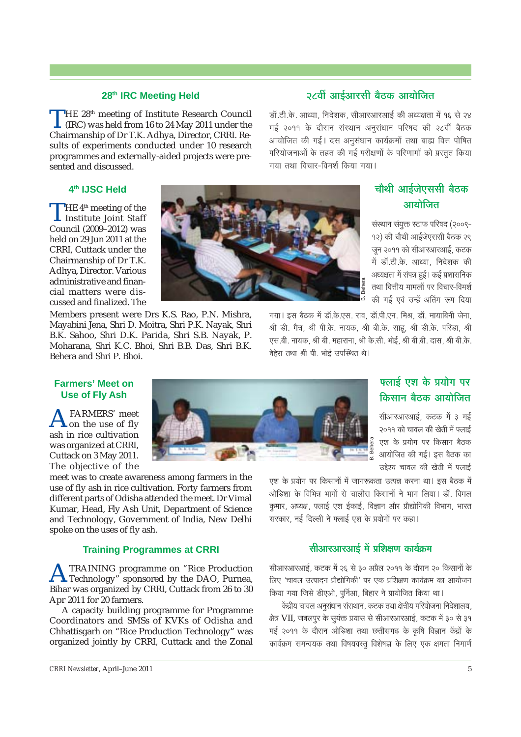## 28th IRC Meeting Held

THE 28th meeting of Institute Research Council (IRC) was held from 16 to 24 May 2011 under the Chairmanship of Dr T.K. Adhya, Director, CRRI. Results of experiments conducted under 10 research programmes and externally-aided projects were presented and discussed.

## २८वीं आईआरसी बैठक आयोजित

डॉ.टी.के. आध्या, निदेशक, सीआरआरआई की अध्यक्षता में १६ से २४ मई २०११ के दौरान संस्थान अनुसंधान परिषद की २८वीं बैठक आयोजित की गई। दस अनुसंधान कार्यक्रमों तथा बाह्य वित्त पोषित परियोजनाओं के तहत की गई परीक्षणों के परिणामों को प्रस्तुत किया गया तथा विचार-विमर्श किया गया।

## 4th IJSC Held

THE 4th meeting of the Institute Joint Staff Council (2009–2012) was held on 29 Jun 2011 at the CRRI, Cuttack under the Chairmanship of Dr T.K. Adhya, Director. Various administrative and financial matters were discussed and finalized. The Members present were Drs K.S. Rao, P.N. Mishra, Mayabini Jena, Shri D. Moitra, Shri P.K. Nayak, Shri B.K. Sahoo, Shri D.K. Parida, Shri S.B. Nayak, P. Moharana, Shri K.C. Bhoi, Shri B.B. Das, Shri B.K. Behera and Shri P. Bhoi.

## चौथी आईजेएससी बैठक आयोजित

संस्थान संयुक्त स्टाफ परिषद (२००९-१२) की चौथी आईजेएससी बैठक २९ जून २०११ को सीआरआरआई, कटक में डॉ.टी.के. आध्या, निदेशक की अध्यक्षता में संपन्न हुई। कई प्रशासनिक तथा वित्तीय मामलों पर विचार-विमर्श की गई एवं उन्हें अंतिम रूप दिया गया। इस बैठक में डॉ.के.एस. राव, डॉ.पी.एन. मिश्र, डॉ. मायाबिनी जेना, श्री डी. मैत्र, श्री पी.के. नायक, श्री बी.के. साहू, श्री डी.के. परिडा, श्री एस.बी. नायक, श्री बी. महाराना, श्री के.सी. भोई, श्री बी.बी. दास, श्री बी.के. बेहेरा तथा श्री पी. भोई उपस्थित थे।

## Farmers' Meet on Use of Fly Ash

A FARMERS' meet on the use of fly ash in rice cultivation was organized at CRRI, Cuttack on 3 May 2011. The objective of the meet was to create awareness among farmers in the use of fly ash in rice cultivation. Forty farmers from different parts of Odisha attended the meet. Dr Vimal Kumar, Head, Fly Ash Unit, Department of Science and Technology, Government of India, New Delhi spoke on the uses of fly ash.

## फ्लाई एश के प्रयोग पर किसान बैठक आयोजित

सीआरआरआई, कटक में ३ मई २०११ को चावल की खेती में फ्लाई एश के प्रयोग पर किसान बैठक आयोजित की गई। इस बैठक का उद्देश्य चावल की खेती में फ्लाई एश के प्रयोग पर किसानों में जागरूकता उत्पन्न करना था। इस बैठक में ओड़िशा के विभिन्न भागों से चालीस किसानों ने भाग लिया। डॉ. विमल कुमार, अध्यक्ष, फ्लाई एश ईकाई, विज्ञान और प्रौद्योगिकी विभाग, भारत सरकार, नई दिल्ली ने फ्लाई एश के प्रयोगों पर कहा।

## Training Programmes at CRRI

A TRAINING programme on "Rice Production Technology" sponsored by the DAO, Purnea, Bihar was organized by CRRI, Cuttack from 26 to 30 Apr 2011 for 20 farmers.

A capacity building programme for Programme Coordinators and SMSs of KVKs of Odisha and Chhattisgarh on "Rice Production Technology" was organized jointly by CRRI, Cuttack and the Zonal

## सीआरआरआई में प्रशिक्षण कार्यक्रम

सीआरआरआई, कटक में २६ से ३० अप्रैल २०११ के दौरान २० किसानों के लिए 'चावल उत्पादन प्रौद्योगिकी' पर एक प्रशिक्षण कार्यक्रम का आयोजन किया गया जिसे डीएओ, पुर्निआ, बिहार ने प्रायोजित किया था।

केंद्रीय चावल अनुसंधान संस्थान, कटक तथा क्षेत्रीय परियोजना निदेशालय, क्षेत्र VII, जबलपुर के सुयंक्त प्रयास से सीआरआरआई, कटक में ३० से ३१ मई २०११ के दौरान ओड़िशा तथा छत्तीसगढ़ के कृषि विज्ञान केंद्रों के कार्यक्रम समन्वयक तथा विषयवस्तु विशेषज्ञ के लिए एक क्षमता निर्माण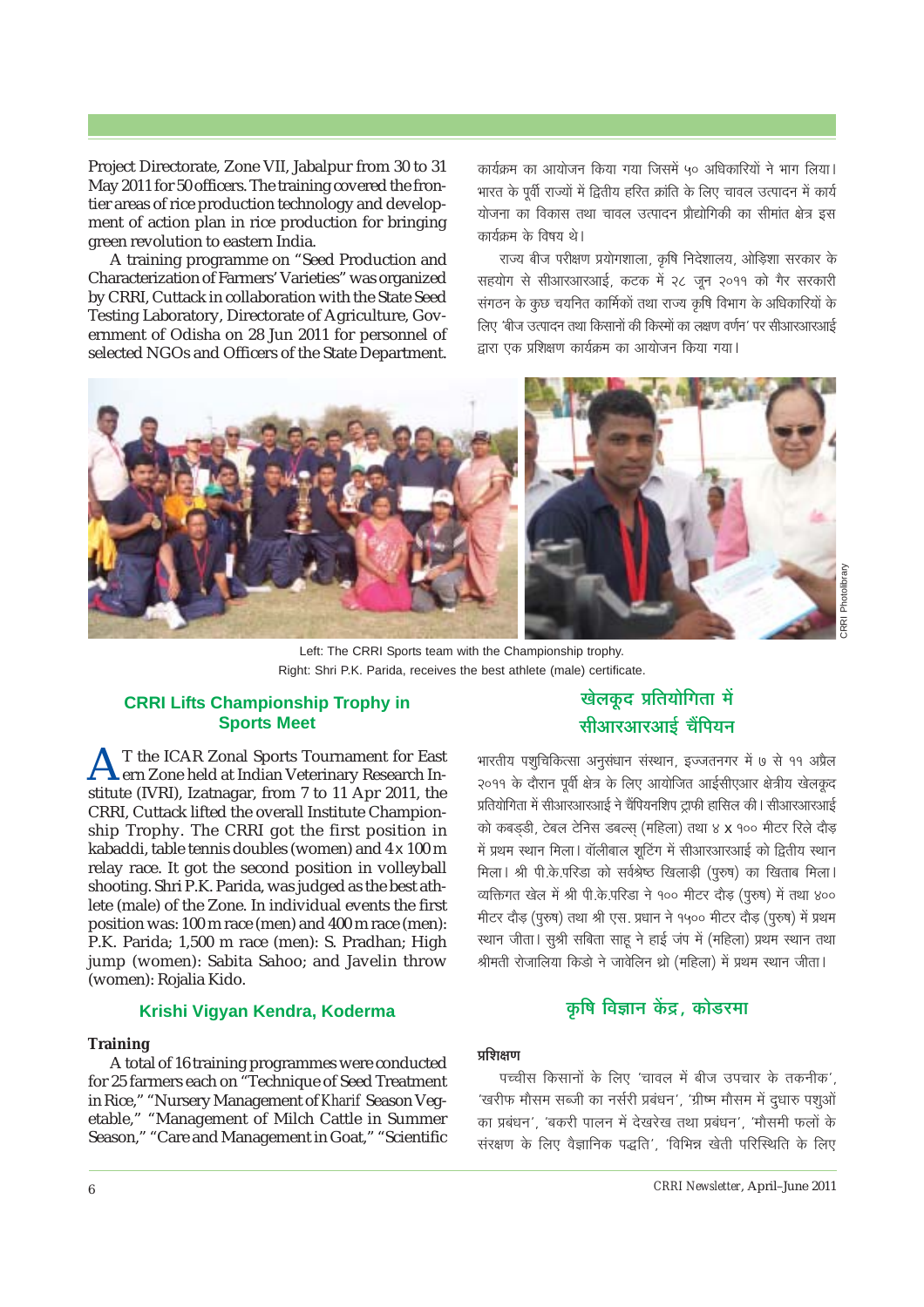Project Directorate, Zone VII, Jabalpur from 30 to 31 May 2011 for 50 officers. The training covered the frontier areas of rice production technology and development of action plan in rice production for bringing green revolution to eastern India.

A training programme on "Seed Production and Characterization of Farmers' Varieties" was organized by CRRI, Cuttack in collaboration with the State Seed Testing Laboratory, Directorate of Agriculture, Government of Odisha on 28 Jun 2011 for personnel of selected NGOs and Officers of the State Department.

कार्यक्रम का आयोजन किया गया जिसमें ५० अधिकारियों ने भाग लिया। भारत के पूर्वी राज्यों में द्वितीय हरित क्रांति के लिए चावल उत्पादन में कार्य योजना का विकास तथा चावल उत्पादन प्रौद्योगिकी का सीमांत क्षेत्र इस कार्यक्रम के विषय थे।

राज्य बीज परीक्षण प्रयोगशाला, कृषि निदेशालय, ओड़िशा सरकार के सहयोग से सीआरआरआई, कटक में २८ जून २०११ को गैर सरकारी संगठन के कुछ चयनित कार्मिकों तथा राज्य कृषि विभाग के अधिकारियों के लिए 'बीज उत्पादन तथा किसानों की किस्मों का लक्षण वर्णन' पर सीआरआरआई द्वारा एक प्रशिक्षण कार्यक्रम का आयोजन किया गया।

Left: The CRRI Sports team with the Championship trophy.
Right: Shri P.K. Parida, receives the best athlete (male) certificate.

CRRI Photolibrary

## CRRI Lifts Championship Trophy in Sports Meet

AT the ICAR Zonal Sports Tournament for Eastern Zone held at Indian Veterinary Research Institute (IVRI), Izatnagar, from 7 to 11 Apr 2011, the CRRI, Cuttack lifted the overall Institute Championship Trophy. The CRRI got the first position in kabaddi, table tennis doubles (women) and 4x 100 m relay race. It got the second position in volleyball shooting. Shri P.K. Parida, was judged as the best athlete (male) of the Zone. In individual events the first position was: 100 m race (men) and 400 m race (men): P.K. Parida; 1,500 m race (men): S. Pradhan; High jump (women): Sabita Sahoo; and Javelin throw (women): Rojalia Kido.

## खेलकूद प्रतियोगिता में सीआरआरआई चैंपियन

भारतीय पशुचिकित्सा अनुसंधान संस्थान, इज्जतनगर में ७ से ११ अप्रैल २०११ के दौरान पूर्वी क्षेत्र के लिए आयोजित आईसीएआर क्षेत्रीय खेलकूद प्रतियोगिता में सीआरआरआई ने चैंपियनशिप ट्राफी हासिल की। सीआरआरआई को कबड्डी, टेबल टेनिस डबल्स् (महिला) तथा ४ x १०० मीटर रिले दौड़ में प्रथम स्थान मिला। वॉलीबाल शूटिंग में सीआरआरआई को द्वितीय स्थान मिला। श्री पी.के.परिडा को सर्वश्रेष्ठ खिलाड़ी (पुरुष) का खिताब मिला। व्यक्तिगत खेल में श्री पी.के.परिडा ने १०० मीटर दौड़ (पुरुष) में तथा ४०० मीटर दौड़ (पुरुष) तथा श्री एस. प्रधान ने १५०० मीटर दौड़ (पुरुष) में प्रथम स्थान जीता। सुश्री सबिता साहू ने हाई जंप में (महिला) प्रथम स्थान तथा श्रीमती रोजालिया किडो ने जावेलिन थ्रो (महिला) में प्रथम स्थान जीता।

## Krishi Vigyan Kendra, Koderma

### Training

A total of 16 training programmes were conducted for 25 farmers each on "Technique of Seed Treatment in Rice," "Nursery Management of *Kharif* Season Vegetable," "Management of Milch Cattle in Summer Season," "Care and Management in Goat," "Scientific

## कृषि विज्ञान केंद्र, कोडरमा

### प्रशिक्षण

पच्चीस किसानों के लिए 'चावल में बीज उपचार के तकनीक', 'खरीफ मौसम सब्जी का नर्सरी प्रबंधन', 'ग्रीष्म मौसम में दुधारु पशुओं का प्रबंधन', 'बकरी पालन में देखरेख तथा प्रबंधन', 'मौसमी फलों के संरक्षण के लिए वैज्ञानिक पद्धति', 'विभिन्न खेती परिस्थिति के लिए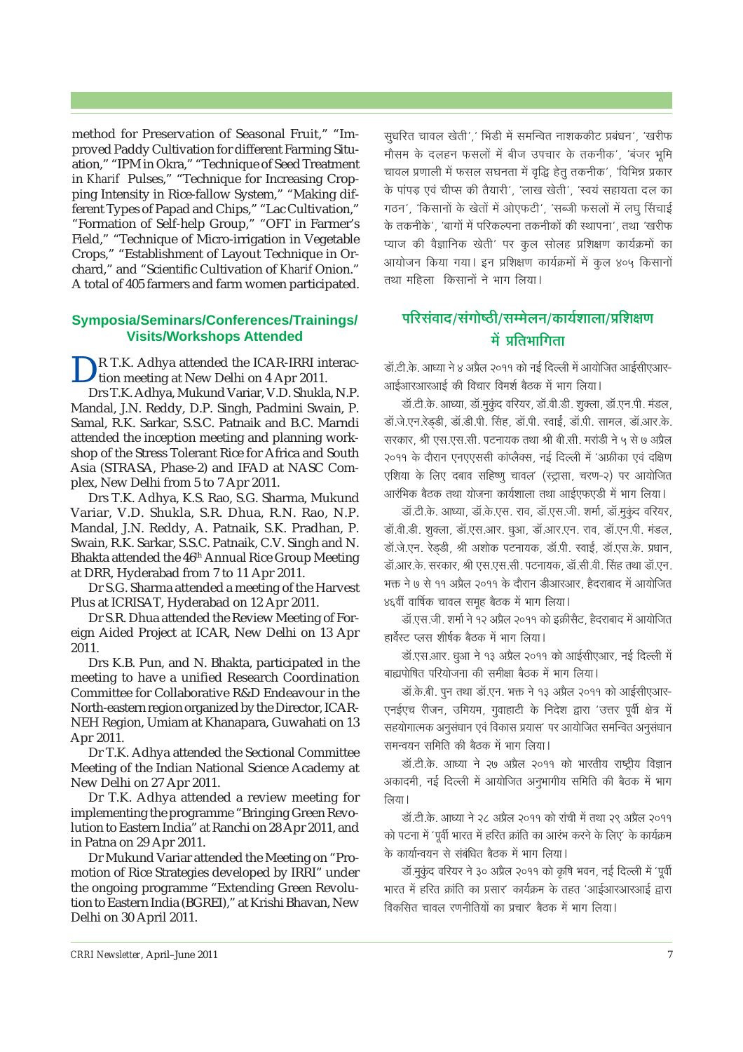method for Preservation of Seasonal Fruit," "Improved Paddy Cultivation for different Farming Situation," "IPM in Okra," "Technique of Seed Treatment in *Kharif* Pulses," "Technique for Increasing Cropping Intensity in Rice-fallow System," "Making different Types of Papad and Chips," "Lac Cultivation," "Formation of Self-help Group," "OFT in Farmer's Field," "Technique of Micro-irrigation in Vegetable Crops," "Establishment of Layout Technique in Orchard," and "Scientific Cultivation of *Kharif* Onion." A total of 405 farmers and farm women participated.

## Symposia/Seminars/Conferences/Trainings/ Visits/Workshops Attended

DR T.K. Adhya attended the ICAR-IRRI interaction meeting at New Delhi on 4 Apr 2011.

Drs T.K. Adhya, Mukund Variar, V.D. Shukla, N.P. Mandal, J.N. Reddy, D.P. Singh, Padmini Swain, P. Samal, R.K. Sarkar, S.S.C. Patnaik and B.C. Marndi attended the inception meeting and planning workshop of the Stress Tolerant Rice for Africa and South Asia (STRASA, Phase-2) and IFAD at NASC Complex, New Delhi from 5 to 7 Apr 2011.

Drs T.K. Adhya, K.S. Rao, S.G. Sharma, Mukund Variar, V.D. Shukla, S.R. Dhua, R.N. Rao, N.P. Mandal, J.N. Reddy, A. Patnaik, S.K. Pradhan, P. Swain, R.K. Sarkar, S.S.C. Patnaik, C.V. Singh and N. Bhakta attended the 46th Annual Rice Group Meeting at DRR, Hyderabad from 7 to 11 Apr 2011.

Dr S.G. Sharma attended a meeting of the Harvest Plus at ICRISAT, Hyderabad on 12 Apr 2011.

Dr S.R. Dhua attended the Review Meeting of Foreign Aided Project at ICAR, New Delhi on 13 Apr 2011.

Drs K.B. Pun, and N. Bhakta, participated in the meeting to have a unified Research Coordination Committee for Collaborative R&D Endeavour in the North-eastern region organized by the Director, ICAR-NEH Region, Umiam at Khanapara, Guwahati on 13 Apr 2011.

Dr T.K. Adhya attended the Sectional Committee Meeting of the Indian National Science Academy at New Delhi on 27 Apr 2011.

Dr T.K. Adhya attended a review meeting for implementing the programme "Bringing Green Revolution to Eastern India" at Ranchi on 28 Apr 2011, and in Patna on 29 Apr 2011.

Dr Mukund Variar attended the Meeting on "Promotion of Rice Strategies developed by IRRI" under the ongoing programme "Extending Green Revolution to Eastern India (BGREI)," at Krishi Bhavan, New Delhi on 30 April 2011.

सुधरित चावल खेती',' भिंडी में समन्वित नाशककीट प्रबंधन', 'खरीफ मौसम के दलहन फसलों में बीज उपचार के तकनीक', 'बंजर भूमि चावल प्रणाली में फसल सघनता में वृद्धि हेतु तकनीक', 'विभिन्न प्रकार के पांपड़ एवं चीप्स की तैयारी', 'लाख खेती', 'स्वयं सहायता दल का गठन', 'किसानों के खेतों में ओएफटी', 'सब्जी फसलों में लघु सिंचाई के तकनीके', 'बागों में परिकल्पना तकनीकों की स्थापना', तथा 'खरीफ प्याज की वैज्ञानिक खेती' पर कुल सोलह प्रशिक्षण कार्यक्रमों का आयोजन किया गया। इन प्रशिक्षण कार्यक्रमों में कुल ४०५ किसानों तथा महिला किसानों ने भाग लिया।

## परिसंवाद/संगोष्ठी/सम्मेलन/कार्यशाला/प्रशिक्षण में प्रतिभागिता

डॉ.टी.के. आध्या ने ४ अप्रैल २०११ को नई दिल्ली में आयोजित आईसीएआर-आईआरआरआई की विचार विमर्श बैठक में भाग लिया।

डॉ.टी.के. आध्या, डॉ.मुकुंद वरियर, डॉ.वी.डी. शुक्ला, डॉ.एन.पी. मंडल, डॉ.जे.एन.रेड्डी, डॉ.डी.पी. सिंह, डॉ.पी. स्वाईं, डॉ.पी. सामल, डॉ.आर.के. सरकार, श्री एस.एस.सी. पटनायक तथा श्री बी.सी. मरांडी ने ५ से ७ अप्रैल २०११ के दौरान एनएएससी कांप्लैक्स, नई दिल्ली में 'अफ्रीका एवं दक्षिण एशिया के लिए दबाव सहिष्णु चावल' (स्ट्रासा, चरण-२) पर आयोजित आरंभिक बैठक तथा योजना कार्यशाला तथा आईएफएडी में भाग लिया।

डॉ.टी.के. आध्या, डॉ.के.एस. राव, डॉ.एस.जी. शर्मा, डॉ.मुकुंद वरियर, डॉ.वी.डी. शुक्ला, डॉ.एस.आर. धुआ, डॉ.आर.एन. राव, डॉ.एन.पी. मंडल, डॉ.जे.एन. रेड्डी, श्री अशोक पटनायक, डॉ.पी. स्वाईं, डॉ.एस.के. प्रधान, डॉ.आर.के. सरकार, श्री एस.एस.सी. पटनायक, डॉ.सी.वी. सिंह तथा डॉ.एन. भक्त ने ७ से ११ अप्रैल २०११ के दौरान डीआरआर, हैदराबाद में आयोजित ४६वीं वार्षिक चावल समूह बैठक में भाग लिया।

डॉ.एस.जी. शर्मा ने १२ अप्रैल २०११ को इक्रीसैट, हैदराबाद में आयोजित हार्वेस्ट प्लस शीर्षक बैठक में भाग लिया।

डॉ.एस.आर. धुआ ने १३ अप्रैल २०११ को आईसीएआर, नई दिल्ली में बाह्यपोषित परियोजना की समीक्षा बैठक में भाग लिया।

डॉ.के.बी. पुन तथा डॉ.एन. भक्त ने १३ अप्रैल २०११ को आईसीएआर-एनईएच रीजन, उमियम, गुवाहाटी के निदेश द्वारा 'उत्तर पूर्वी क्षेत्र में सहयोगात्मक अनुसंधान एवं विकास प्रयास' पर आयोजित समन्वित अनुसंधान समन्वयन समिति की बैठक में भाग लिया।

डॉ.टी.के. आध्या ने २७ अप्रैल २०११ को भारतीय राष्ट्रीय विज्ञान अकादमी, नई दिल्ली में आयोजित अनुभागीय समिति की बैठक में भाग लिया।

डॉ.टी.के. आध्या ने २८ अप्रैल २०११ को रांची में तथा २९ अप्रैल २०११ को पटना में 'पूर्वी भारत में हरित क्रांति का आरंभ करने के लिए' के कार्यक्रम के कार्यान्वयन से संबंधित बैठक में भाग लिया।

डॉ.मुकुंद वरियर ने ३० अप्रैल २०११ को कृषि भवन, नई दिल्ली में 'पूर्वी भारत में हरित क्रांति का प्रसार' कार्यक्रम के तहत 'आईआरआरआई द्वारा विकसित चावल रणनीतियों का प्रचार' बैठक में भाग लिया।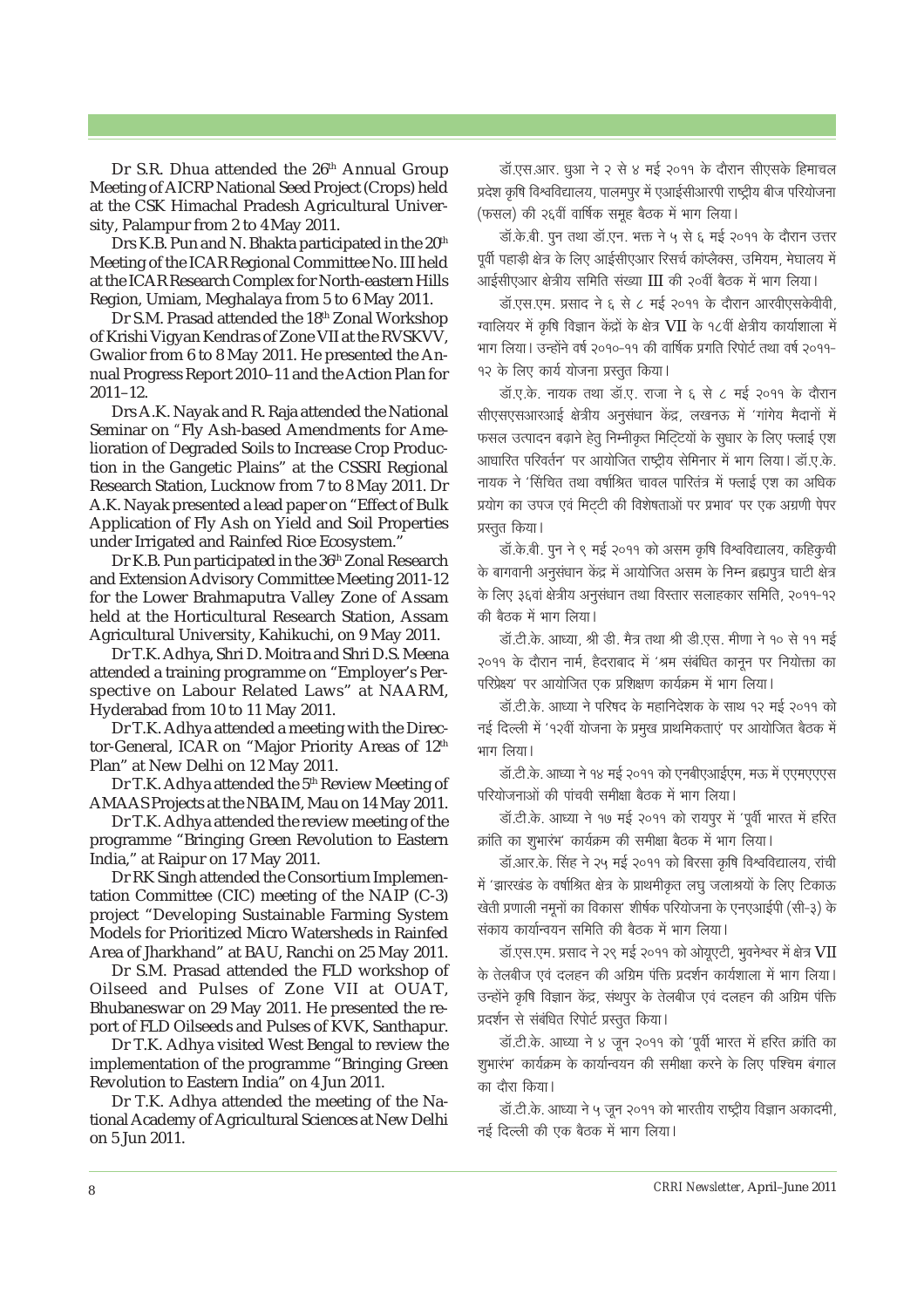Dr S.R. Dhua attended the 26th Annual Group Meeting of AICRP National Seed Project (Crops) held at the CSK Himachal Pradesh Agricultural University, Palampur from 2 to 4 May 2011.

Drs K.B. Pun and N. Bhakta participated in the 20th Meeting of the ICAR Regional Committee No. III held at the ICAR Research Complex for North-eastern Hills Region, Umiam, Meghalaya from 5 to 6 May 2011.

Dr S.M. Prasad attended the 18th Zonal Workshop of Krishi Vigyan Kendras of Zone VII at the RVSKVV, Gwalior from 6 to 8 May 2011. He presented the Annual Progress Report 2010–11 and the Action Plan for 2011–12.

Drs A.K. Nayak and R. Raja attended the National Seminar on "Fly Ash-based Amendments for Amelioration of Degraded Soils to Increase Crop Production in the Gangetic Plains" at the CSSRI Regional Research Station, Lucknow from 7 to 8 May 2011. Dr A.K. Nayak presented a lead paper on "Effect of Bulk Application of Fly Ash on Yield and Soil Properties under Irrigated and Rainfed Rice Ecosystem."

Dr K.B. Pun participated in the 36th Zonal Research and Extension Advisory Committee Meeting 2011-12 for the Lower Brahmaputra Valley Zone of Assam held at the Horticultural Research Station, Assam Agricultural University, Kahikuchi, on 9 May 2011.

Dr T.K. Adhya, Shri D. Moitra and Shri D.S. Meena attended a training programme on "Employer's Perspective on Labour Related Laws" at NAARM, Hyderabad from 10 to 11 May 2011.

Dr T.K. Adhya attended a meeting with the Director-General, ICAR on "Major Priority Areas of 12th Plan" at New Delhi on 12 May 2011.

Dr T.K. Adhya attended the 5th Review Meeting of AMAAS Projects at the NBAIM, Mau on 14 May 2011.

Dr T.K. Adhya attended the review meeting of the programme "Bringing Green Revolution to Eastern India," at Raipur on 17 May 2011.

Dr RK Singh attended the Consortium Implementation Committee (CIC) meeting of the NAIP (C-3) project "Developing Sustainable Farming System Models for Prioritized Micro Watersheds in Rainfed Area of Jharkhand" at BAU, Ranchi on 25 May 2011.

Dr S.M. Prasad attended the FLD workshop of Oilseed and Pulses of Zone VII at OUAT, Bhubaneswar on 29 May 2011. He presented the report of FLD Oilseeds and Pulses of KVK, Santhapur.

Dr T.K. Adhya visited West Bengal to review the implementation of the programme "Bringing Green Revolution to Eastern India" on 4 Jun 2011.

Dr T.K. Adhya attended the meeting of the National Academy of Agricultural Sciences at New Delhi on 5 Jun 2011.

डॉ.एस.आर. धुआ ने २ से ४ मई २०११ के दौरान सीएसके हिमाचल प्रदेश कृषि विश्वविद्यालय, पालमपुर में एआईसीआरपी राष्ट्रीय बीज परियोजना (फसल) की २६वीं वार्षिक समूह बैठक में भाग लिया।

डॉ.के.बी. पुन तथा डॉ.एन. भक्त ने ५ से ६ मई २०११ के दौरान उत्तर पूर्वी पहाड़ी क्षेत्र के लिए आईसीएआर रिसर्च कांप्लैक्स, उमियम, मेघालय में आईसीएआर क्षेत्रीय समिति संख्या III की २०वीं बैठक में भाग लिया।

डॉ.एस.एम. प्रसाद ने ६ से ८ मई २०११ के दौरान आरवीएसकेवीवी, ग्वालियर में कृषि विज्ञान केंद्रों के क्षेत्र VII के १८वीं क्षेत्रीय कार्यशाला में भाग लिया। उन्होंने वर्ष २०१०-११ की वार्षिक प्रगति रिपोर्ट तथा वर्ष २०११-१२ के लिए कार्य योजना प्रस्तुत किया।

डॉ.ए.के. नायक तथा डॉ.ए. राजा ने ६ से ८ मई २०११ के दौरान सीएसएसआरआई क्षेत्रीय अनुसंधान केंद्र, लखनऊ में 'गांगेय मैदानों में फसल उत्पादन बढ़ाने हेतु निम्नीकृत मिट्टियों के सुधार के लिए फ्लाई एश आधारित परिवर्तन' पर आयोजित राष्ट्रीय सेमिनार में भाग लिया। डॉ.ए.के. नायक ने 'सिंचित तथा वर्षाश्रित चावल पारितंत्र में फ्लाई एश का अधिक प्रयोग का उपज एवं मिट्टी की विशेषताओं पर प्रभाव' पर एक अग्रणी पेपर प्रस्तुत किया।

डॉ.के.बी. पुन ने ९ मई २०११ को असम कृषि विश्वविद्यालय, कहिकुची के बागवानी अनुसंधान केंद्र में आयोजित असम के निम्न ब्रह्मपुत्र घाटी क्षेत्र के लिए ३६वां क्षेत्रीय अनुसंधान तथा विस्तार सलाहकार समिति, २०११-१२ की बैठक में भाग लिया।

डॉ.टी.के. आध्या, श्री डी. मैत्र तथा श्री डी.एस. मीणा ने १० से ११ मई २०११ के दौरान नार्म, हैदराबाद में 'श्रम संबंधित कानून पर नियोक्ता का परिप्रेक्ष्य' पर आयोजित एक प्रशिक्षण कार्यक्रम में भाग लिया।

डॉ.टी.के. आध्या ने परिषद के महानिदेशक के साथ १२ मई २०११ को नई दिल्ली में '१२वीं योजना के प्रमुख प्राथमिकताएं' पर आयोजित बैठक में भाग लिया।

डॉ.टी.के. आध्या ने १४ मई २०११ को एनबीएआईएम, मऊ में एएमएएएस परियोजनाओं की पांचवी समीक्षा बैठक में भाग लिया।

डॉ.टी.के. आध्या ने १७ मई २०११ को रायपुर में 'पूर्वी भारत में हरित क्रांति का शुभारंभ' कार्यक्रम की समीक्षा बैठक में भाग लिया।

डॉ.आर.के. सिंह ने २५ मई २०११ को बिरसा कृषि विश्वविद्यालय, रांची में 'झारखंड के वर्षाश्रित क्षेत्र के प्राथमीकृत लघु जलाश्रयों के लिए टिकाऊ खेती प्रणाली नमूनों का विकास' शीर्षक परियोजना के एनएआईपी (सी-३) के संकाय कार्यान्वयन समिति की बैठक में भाग लिया।

डॉ.एस.एम. प्रसाद ने २९ मई २०११ को ओयूएटी, भुवनेश्वर में क्षेत्र VII के तेलबीज एवं दलहन की अग्रिम पंक्ति प्रदर्शन कार्यशाला में भाग लिया। उन्होंने कृषि विज्ञान केंद्र, संथपुर के तेलबीज एवं दलहन की अग्रिम पंक्ति प्रदर्शन से संबंधित रिपोर्ट प्रस्तुत किया।

डॉ.टी.के. आध्या ने ४ जून २०११ को 'पूर्वी भारत में हरित क्रांति का शुभारंभ' कार्यक्रम के कार्यान्वयन की समीक्षा करने के लिए पश्चिम बंगाल का दौरा किया।

डॉ.टी.के. आध्या ने ५ जून २०११ को भारतीय राष्ट्रीय विज्ञान अकादमी, नई दिल्ली की एक बैठक में भाग लिया।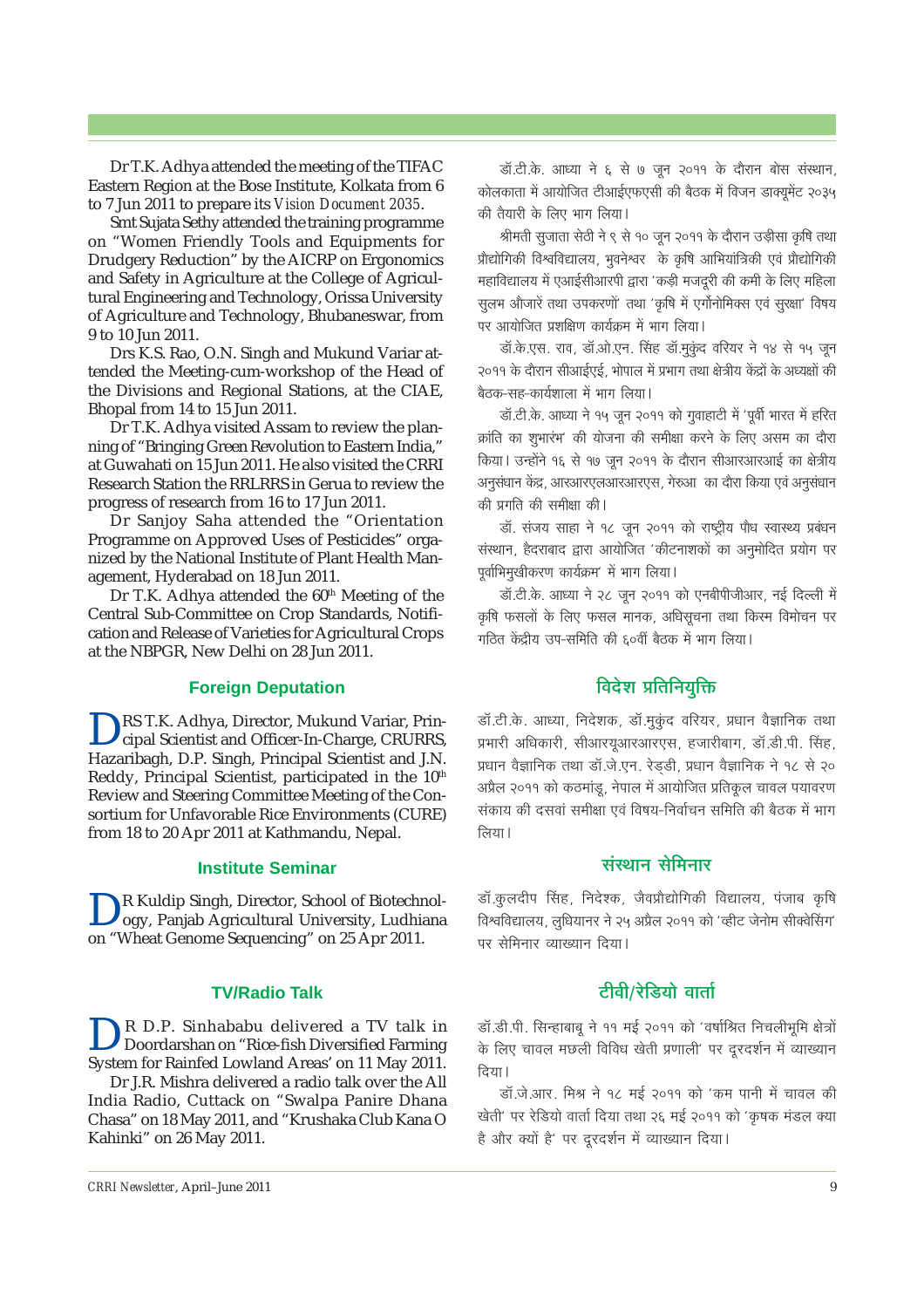Dr T.K. Adhya attended the meeting of the TIFAC Eastern Region at the Bose Institute, Kolkata from 6 to 7 Jun 2011 to prepare its *Vision Document 2035*.

Smt Sujata Sethy attended the training programme on "Women Friendly Tools and Equipments for Drudgery Reduction" by the AICRP on Ergonomics and Safety in Agriculture at the College of Agricultural Engineering and Technology, Orissa University of Agriculture and Technology, Bhubaneswar, from 9 to 10 Jun 2011.

Drs K.S. Rao, O.N. Singh and Mukund Variar attended the Meeting-cum-workshop of the Head of the Divisions and Regional Stations, at the CIAE, Bhopal from 14 to 15 Jun 2011.

Dr T.K. Adhya visited Assam to review the planning of "Bringing Green Revolution to Eastern India," at Guwahati on 15 Jun 2011. He also visited the CRRI Research Station the RRLRRS in Gerua to review the progress of research from 16 to 17 Jun 2011.

Dr Sanjoy Saha attended the "Orientation Programme on Approved Uses of Pesticides" organized by the National Institute of Plant Health Management, Hyderabad on 18 Jun 2011.

Dr T.K. Adhya attended the 60th Meeting of the Central Sub-Committee on Crop Standards, Notification and Release of Varieties for Agricultural Crops at the NBPGR, New Delhi on 28 Jun 2011.

## Foreign Deputation

DRS T.K. Adhya, Director, Mukund Variar, Principal Scientist and Officer-In-Charge, CRURRS, Hazaribagh, D.P. Singh, Principal Scientist and J.N. Reddy, Principal Scientist, participated in the 10th Review and Steering Committee Meeting of the Consortium for Unfavorable Rice Environments (CURE) from 18 to 20 Apr 2011 at Kathmandu, Nepal.

## Institute Seminar

DR Kuldip Singh, Director, School of Biotechnology, Panjab Agricultural University, Ludhiana on "Wheat Genome Sequencing" on 25 Apr 2011.

## TV/Radio Talk

DR D.P. Sinhababu delivered a TV talk in Doordarshan on "Rice-fish Diversified Farming System for Rainfed Lowland Areas' on 11 May 2011.

Dr J.R. Mishra delivered a radio talk over the All India Radio, Cuttack on "Swalpa Panire Dhana Chasa" on 18 May 2011, and "Krushaka Club Kana O Kahinki" on 26 May 2011.

डॉ.टी.के. आध्या ने ६ से ७ जून २०११ के दौरान बोस संस्थान, कोलकाता में आयोजित टीआईएफएसी की बैठक में विजन डाक्यूमेंट २०३५ की तैयारी के लिए भाग लिया।

श्रीमती सुजाता सेठी ने ९ से १० जून २०११ के दौरान उड़ीसा कृषि तथा प्रौद्योगिकी विश्वविद्यालय, भुवनेश्वर के कृषि आभियांत्रिकी एवं प्रौद्योगिकी महाविद्यालय में एआईसीआरपी द्वारा 'कड़ी मजदूरी की कमी के लिए महिला सुलभ औजारें तथा उपकरणों' तथा 'कृषि में एर्गोनोमिक्स एवं सुरक्षा' विषय पर आयोजित प्रशिक्षण कार्यक्रम में भाग लिया।

डॉ.के.एस. राव, डॉ.ओ.एन. सिंह डॉ.मुकुंद वरियर ने १४ से १५ जून २०११ के दौरान सीआईएई, भोपाल में प्रभाग तथा क्षेत्रीय केंद्रों के अध्यक्षों की बैठक-सह-कार्यशाला में भाग लिया।

डॉ.टी.के. आध्या ने १५ जून २०११ को गुवाहाटी में 'पूर्वी भारत में हरित क्रांति का शुभारंभ' की योजना की समीक्षा करने के लिए असम का दौरा किया। उन्होंने १६ से १७ जून २०११ के दौरान सीआरआरआई का क्षेत्रीय अनुसंधान केंद्र, आरआरएलआरआरएस, गेरुआ का दौरा किया एवं अनुसंधान की प्रगति की समीक्षा की।

डॉ. संजय साहा ने १८ जून २०११ को राष्ट्रीय पौध स्वास्थ्य प्रबंधन संस्थान, हैदराबाद द्वारा आयोजित 'कीटनाशकों का अनुमोदित प्रयोग पर पूर्वाभिमुखीकरण कार्यक्रम' में भाग लिया।

डॉ.टी.के. आध्या ने २८ जून २०११ को एनबीपीजीआर, नई दिल्ली में कृषि फसलों के लिए फसल मानक, अधिसूचना तथा किस्म विमोचन पर गठित केंद्रीय उप-समिति की ६०वीं बैठक में भाग लिया।

## विदेश प्रतिनियुक्ति

डॉ.टी.के. आध्या, निदेशक, डॉ.मुकुंद वरियर, प्रधान वैज्ञानिक तथा प्रभारी अधिकारी, सीआरयूआरआरएस, हजारीबाग, डॉ.डी.पी. सिंह, प्रधान वैज्ञानिक तथा डॉ.जे.एन. रेड्डी, प्रधान वैज्ञानिक ने १८ से २० अप्रैल २०११ को कठमांडू, नेपाल में आयोजित प्रतिकूल चावल पयावरण संकाय की दसवां समीक्षा एवं विषय-निर्वाचन समिति की बैठक में भाग लिया।

## संस्थान सेमिनार

डॉ.कुलदीप सिंह, निदेशक, जैवप्रौद्योगिकी विद्यालय, पंजाब कृषि विश्वविद्यालय, लुधियानर ने २५ अप्रैल २०११ को 'व्हीट जेनोम सीक्वेसिंग' पर सेमिनार व्याख्यान दिया।

## टीवी/रेडियो वार्ता

डॉ.डी.पी. सिन्हाबाबू ने ११ मई २०११ को 'वर्षाश्रित निचलीभूमि क्षेत्रों के लिए चावल मछली विविध खेती प्रणाली' पर दूरदर्शन में व्याख्यान दिया।

डॉ.जे.आर. मिश्र ने १८ मई २०११ को 'कम पानी में चावल की खेती' पर रेडियो वार्ता दिया तथा २६ मई २०११ को 'कृषक मंडल क्या है और क्यों है' पर दूरदर्शन में व्याख्यान दिया।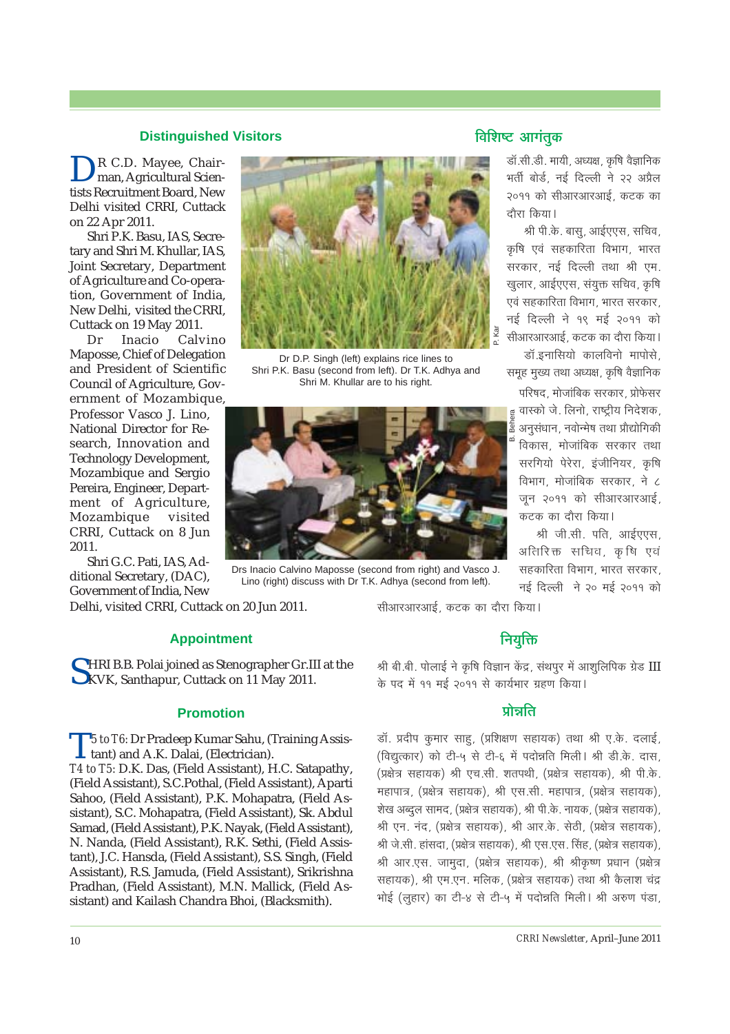## Distinguished Visitors

DR C.D. Mayee, Chairman, Agricultural Scientists Recruitment Board, New Delhi visited CRRI, Cuttack on 22 Apr 2011.

Shri P.K. Basu, IAS, Secretary and Shri M. Khullar, IAS, Joint Secretary, Department of Agriculture and Co-operation, Government of India, New Delhi, visited the CRRI, Cuttack on 19 May 2011.

Dr Inacio Calvino Maposse, Chief of Delegation and President of Scientific Council of Agriculture, Government of Mozambique, Professor Vasco J. Lino, National Director for Research, Innovation and Technology Development, Mozambique and Sergio Pereira, Engineer, Department of Agriculture, Mozambique visited CRRI, Cuttack on 8 Jun 2011.

Shri G.C. Pati, IAS, Additional Secretary, (DAC), Government of India, New Delhi, visited CRRI, Cuttack on 20 Jun 2011.

Dr D.P. Singh (left) explains rice lines to Shri P.K. Basu (second from left). Dr T.K. Adhya and Shri M. Khullar are to his right.

Drs Inacio Calvino Maposse (second from right) and Vasco J. Lino (right) discuss with Dr T.K. Adhya (second from left).

## विशिष्ट आगंतुक

डॉ.सी.डी. मायी, अध्यक्ष, कृषि वैज्ञानिक भर्ती बोर्ड, नई दिल्ली ने २२ अप्रैल २०११ को सीआरआरआई, कटक का दौरा किया।

श्री पी.के. बासु, आईएएस, सचिव, कृषि एवं सहकारिता विभाग, भारत सरकार, नई दिल्ली तथा श्री एम. खुलार, आईएएस, संयुक्त सचिव, कृषि एवं सहकारिता विभाग, भारत सरकार, नई दिल्ली ने १९ मई २०११ को सीआरआरआई, कटक का दौरा किया।

डॉ.इनासियो कालविनो मापोसे, समूह मुख्य तथा अध्यक्ष, कृषि वैज्ञानिक परिषद, मोजांबिक सरकार, प्रोफेसर वास्को जे. लिनो, राष्ट्रीय निदेशक, अनुसंधान, नवोन्मेष तथा प्रौद्योगिकी विकास, मोजांबिक सरकार तथा सरगियो पेरेरा, इंजीनियर, कृषि विभाग, मोजांबिक सरकार, ने ८ जून २०११ को सीआरआरआई, कटक का दौरा किया।

श्री जी.सी. पति, आईएएस, अतिरिक्त सचिव, कृषि एवं सहकारिता विभाग, भारत सरकार, नई दिल्ली ने २० मई २०११ को सीआरआरआई, कटक का दौरा किया।

## Appointment

SHRI B.B. Polai joined as Stenographer Gr.III at the KVK, Santhapur, Cuttack on 11 May 2011.

## नियुक्ति

श्री बी.बी. पोलाई ने कृषि विज्ञान केंद्र, संथपुर में आशुलिपिक ग्रेड III के पद में ११ मई २०११ से कार्यभार ग्रहण किया।

## Promotion

*T5 to T6*: Dr Pradeep Kumar Sahu, (Training Assistant) and A.K. Dalai, (Electrician).

*T4 to T5*: D.K. Das, (Field Assistant), H.C. Satapathy, (Field Assistant), S.C.Pothal, (Field Assistant), Aparti Sahoo, (Field Assistant), P.K. Mohapatra, (Field Assistant), S.C. Mohapatra, (Field Assistant), Sk. Abdul Samad, (Field Assistant), P.K. Nayak, (Field Assistant), N. Nanda, (Field Assistant), R.K. Sethi, (Field Assistant), J.C. Hansda, (Field Assistant), S.S. Singh, (Field Assistant), R.S. Jamuda, (Field Assistant), Srikrishna Pradhan, (Field Assistant), M.N. Mallick, (Field Assistant) and Kailash Chandra Bhoi, (Blacksmith).

## प्रोन्नति

डॉ. प्रदीप कुमार साहु, (प्रशिक्षण सहायक) तथा श्री ए.के. दलाई, (विद्युत्कार) को टी-५ से टी-६ में पदोन्नति मिली। श्री डी.के. दास, (प्रक्षेत्र सहायक) श्री एच.सी. शतपथी, (प्रक्षेत्र सहायक), श्री पी.के. महापात्र, (प्रक्षेत्र सहायक), श्री एस.सी. महापात्र, (प्रक्षेत्र सहायक), शेख अब्दुल सामद, (प्रक्षेत्र सहायक), श्री पी.के. नायक, (प्रक्षेत्र सहायक), श्री एन. नंद, (प्रक्षेत्र सहायक), श्री आर.के. सेठी, (प्रक्षेत्र सहायक), श्री जे.सी. हांसदा, (प्रक्षेत्र सहायक), श्री एस.एस. सिंह, (प्रक्षेत्र सहायक), श्री आर.एस. जामुदा, (प्रक्षेत्र सहायक), श्री श्रीकृष्ण प्रधान (प्रक्षेत्र सहायक), श्री एम.एन. मलिक, (प्रक्षेत्र सहायक) तथा श्री कैलाश चंद्र भोई (लुहार) का टी-४ से टी-५ में पदोन्नति मिली। श्री अरुण पंडा,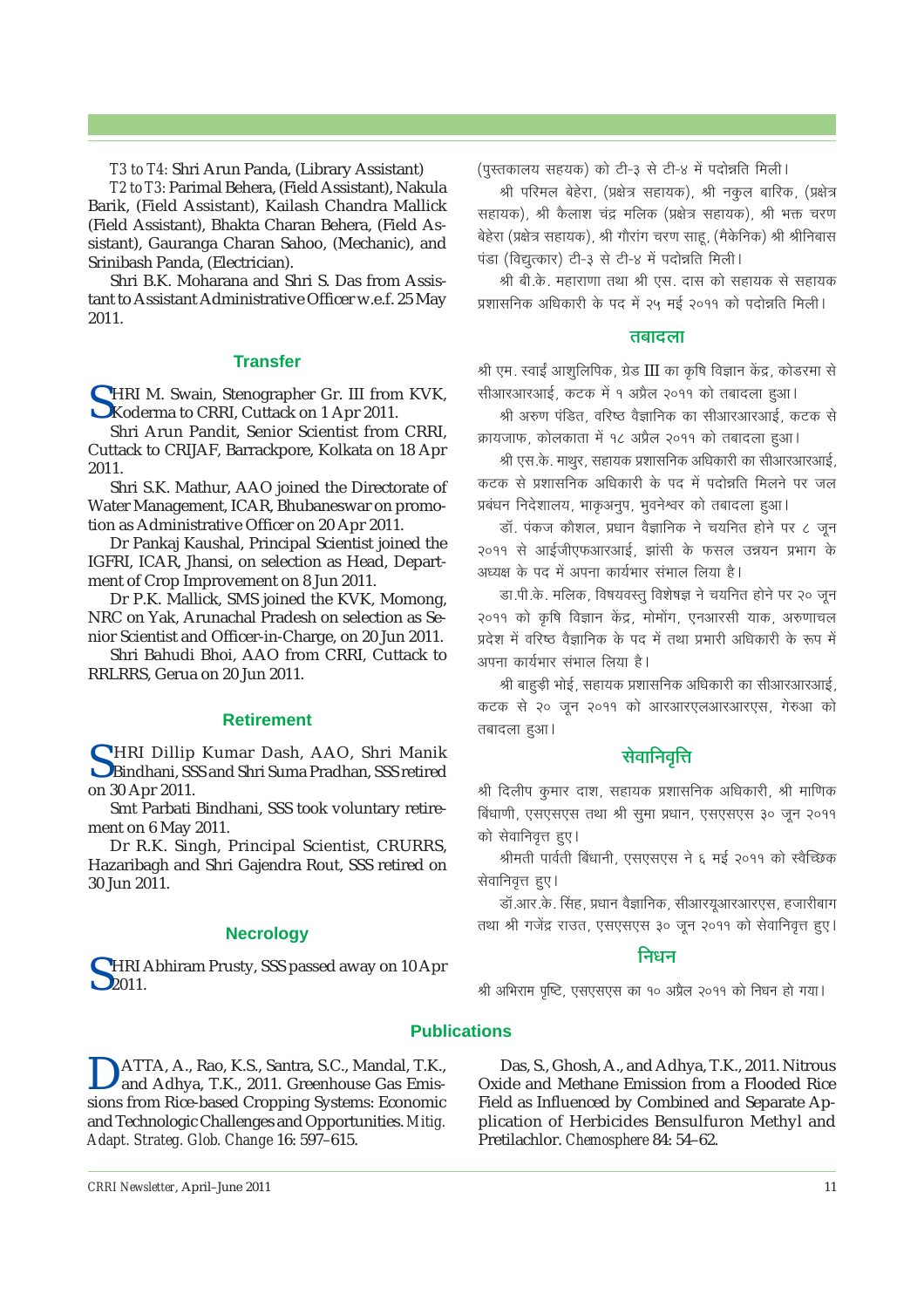*T3 to T4*: Shri Arun Panda, (Library Assistant)

*T2 to T3*: Parimal Behera, (Field Assistant), Nakula Barik, (Field Assistant), Kailash Chandra Mallick (Field Assistant), Bhakta Charan Behera, (Field Assistant), Gauranga Charan Sahoo, (Mechanic), and Srinibash Panda, (Electrician).

Shri B.K. Moharana and Shri S. Das from Assistant to Assistant Administrative Officer w.e.f. 25 May 2011.

## Transfer

SHRI M. Swain, Stenographer Gr. III from KVK, Koderma to CRRI, Cuttack on 1 Apr 2011.

Shri Arun Pandit, Senior Scientist from CRRI, Cuttack to CRIJAF, Barrackpore, Kolkata on 18 Apr 2011.

Shri S.K. Mathur, AAO joined the Directorate of Water Management, ICAR, Bhubaneswar on promotion as Administrative Officer on 20 Apr 2011.

Dr Pankaj Kaushal, Principal Scientist joined the IGFRI, ICAR, Jhansi, on selection as Head, Department of Crop Improvement on 8 Jun 2011.

Dr P.K. Mallick, SMS joined the KVK, Momong, NRC on Yak, Arunachal Pradesh on selection as Senior Scientist and Officer-in-Charge, on 20 Jun 2011.

Shri Bahudi Bhoi, AAO from CRRI, Cuttack to RRLRRS, Gerua on 20 Jun 2011.

## Retirement

SHRI Dillip Kumar Dash, AAO, Shri Manik Bindhani, SSS and Shri Suma Pradhan, SSS retired on 30 Apr 2011.

Smt Parbati Bindhani, SSS took voluntary retirement on 6 May 2011.

Dr R.K. Singh, Principal Scientist, CRURRS, Hazaribagh and Shri Gajendra Rout, SSS retired on 30 Jun 2011.

## Necrology

SHRI Abhiram Prusty, SSS passed away on 10 Apr 2011.

(पुस्तकालय सहयक) को टी-३ से टी-४ में पदोन्नति मिली।

श्री परिमल बेहेरा, (प्रक्षेत्र सहायक), श्री नकुल बारिक, (प्रक्षेत्र सहायक), श्री कैलाश चंद्र मलिक (प्रक्षेत्र सहायक), श्री भक्त चरण बेहेरा (प्रक्षेत्र सहायक), श्री गौरांग चरण साहू, (मैकेनिक) श्री श्रीनिबास पंडा (विद्युत्कार) टी-३ से टी-४ में पदोन्नति मिली।

श्री बी.के. महाराणा तथा श्री एस. दास को सहायक से सहायक प्रशासनिक अधिकारी के पद में २५ मई २०११ को पदोन्नति मिली।

## तबादला

श्री एम. स्वाईं आशुलिपिक, ग्रेड III का कृषि विज्ञान केंद्र, कोडरमा से सीआरआरआई, कटक में १ अप्रैल २०११ को तबादला हुआ।

श्री अरुण पंडित, वरिष्ठ वैज्ञानिक का सीआरआरआई, कटक से क्रायजाफ, कोलकाता में १८ अप्रैल २०११ को तबादला हुआ।

श्री एस.के. माथुर, सहायक प्रशासनिक अधिकारी का सीआरआरआई, कटक से प्रशासनिक अधिकारी के पद में पदोन्नति मिलने पर जल प्रबंधन निदेशालय, भाकृअनुप, भुवनेश्वर को तबादला हुआ।

डॉ. पंकज कौशल, प्रधान वैज्ञानिक ने चयनित होने पर ८ जून २०११ से आईजीएफआरआई, झांसी के फसल उन्नयन प्रभाग के अध्यक्ष के पद में अपना कार्यभार संभाल लिया है।

डा.पी.के. मलिक, विषयवस्तु विशेषज्ञ ने चयनित होने पर २० जून २०११ को कृषि विज्ञान केंद्र, मोमोंग, एनआरसी याक, अरुणाचल प्रदेश में वरिष्ठ वैज्ञानिक के पद में तथा प्रभारी अधिकारी के रूप में अपना कार्यभार संभाल लिया है।

श्री बाहुड़ी भोई, सहायक प्रशासनिक अधिकारी का सीआरआरआई, कटक से २० जून २०११ को आरआरएलआरआरएस, गेरुआ को तबादला हुआ।

## सेवानिवृत्ति

श्री दिलीप कुमार दाश, सहायक प्रशासनिक अधिकारी, श्री माणिक बिंधाणी, एसएसएस तथा श्री सुमा प्रधान, एसएसएस ३० जून २०११ को सेवानिवृत्त हुए।

श्रीमती पार्वती बिंधानी, एसएसएस ने ६ मई २०११ को स्वैच्छिक सेवानिवृत्त हुए।

डॉ.आर.के. सिंह, प्रधान वैज्ञानिक, सीआरयूआरआरएस, हजारीबाग तथा श्री गजेंद्र राउत, एसएसएस ३० जून २०११ को सेवानिवृत्त हुए।

## निधन

श्री अभिराम पृष्टि, एसएसएस का १० अप्रैल २०११ को निधन हो गया।

## Publications

DATTA, A., Rao, K.S., Santra, S.C., Mandal, T.K., and Adhya, T.K., 2011. Greenhouse Gas Emissions from Rice-based Cropping Systems: Economic and Technologic Challenges and Opportunities. *Mitig. Adapt. Strateg. Glob. Change* 16: 597–615.

Das, S., Ghosh, A., and Adhya, T.K., 2011. Nitrous Oxide and Methane Emission from a Flooded Rice Field as Influenced by Combined and Separate Application of Herbicides Bensulfuron Methyl and Pretilachlor. *Chemosphere* 84: 54–62.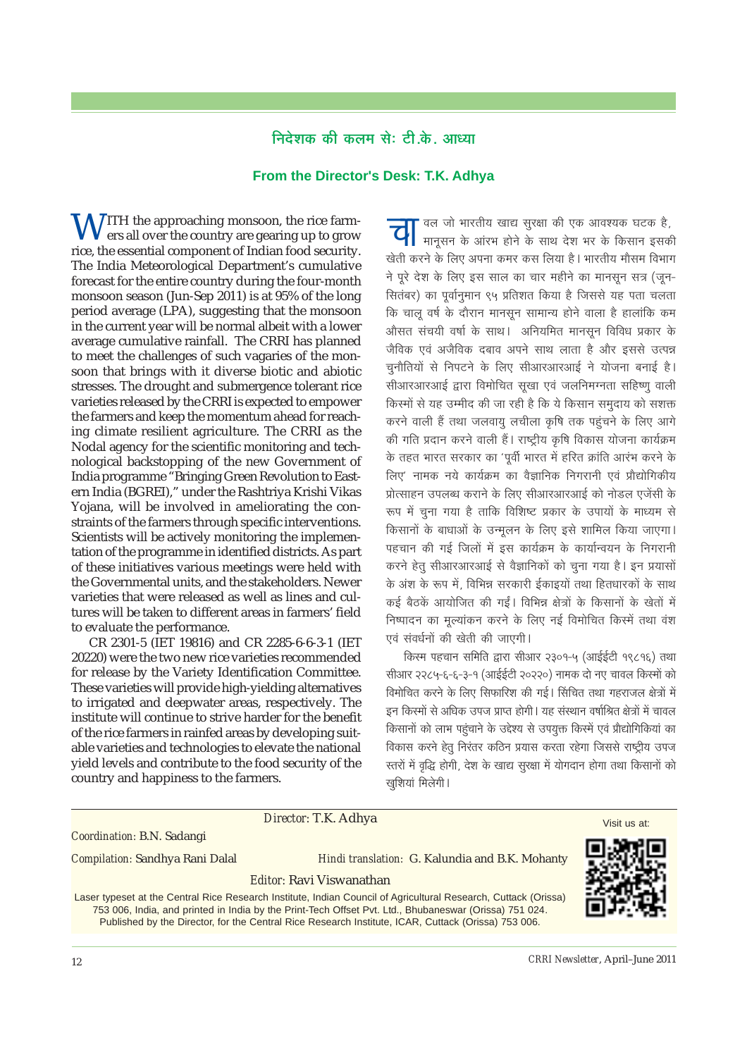## निदेशक की कलम सेः टी.के. आध्या

## From the Director's Desk: T.K. Adhya

WITH the approaching monsoon, the rice farmers all over the country are gearing up to grow rice, the essential component of Indian food security. The India Meteorological Department's cumulative forecast for the entire country during the four-month monsoon season (Jun-Sep 2011) is at 95% of the long period average (LPA), suggesting that the monsoon in the current year will be normal albeit with a lower average cumulative rainfall. The CRRI has planned to meet the challenges of such vagaries of the monsoon that brings with it diverse biotic and abiotic stresses. The drought and submergence tolerant rice varieties released by the CRRI is expected to empower the farmers and keep the momentum ahead for reaching climate resilient agriculture. The CRRI as the Nodal agency for the scientific monitoring and technological backstopping of the new Government of India programme "Bringing Green Revolution to Eastern India (BGREI)," under the Rashtriya Krishi Vikas Yojana, will be involved in ameliorating the constraints of the farmers through specific interventions. Scientists will be actively monitoring the implementation of the programme in identified districts. As part of these initiatives various meetings were held with the Governmental units, and the stakeholders. Newer varieties that were released as well as lines and cultures will be taken to different areas in farmers' field to evaluate the performance.

CR 2301-5 (IET 19816) and CR 2285-6-6-3-1 (IET 20220) were the two new rice varieties recommended for release by the Variety Identification Committee. These varieties will provide high-yielding alternatives to irrigated and deepwater areas, respectively. The institute will continue to strive harder for the benefit of the rice farmers in rainfed areas by developing suitable varieties and technologies to elevate the national yield levels and contribute to the food security of the country and happiness to the farmers.

चावल जो भारतीय खाद्य सुरक्षा की एक आवश्यक घटक है, मानूसन के आंरभ होने के साथ देश भर के किसान इसकी खेती करने के लिए अपना कमर कस लिया है। भारतीय मौसम विभाग ने पूरे देश के लिए इस साल का चार महीने का मानसून सत्र (जून-सितंबर) का पूर्वानुमान ९५ प्रतिशत किया है जिससे यह पता चलता कि चालू वर्ष के दौरान मानसून सामान्य होने वाला है हालांकि कम औसत संचयी वर्षा के साथ। अनियमित मानसून विविध प्रकार के जैविक एवं अजैविक दबाव अपने साथ लाता है और इससे उत्पन्न चुनौतियों से निपटने के लिए सीआरआरआई ने योजना बनाई है। सीआरआरआई द्वारा विमोचित सूखा एवं जलनिमग्नता सहिष्णु वाली किस्मों से यह उम्मीद की जा रही है कि ये किसान समुदाय को सशक्त करने वाली हैं तथा जलवायु लचीला कृषि तक पहुंचने के लिए आगे की गति प्रदान करने वाली हैं। राष्ट्रीय कृषि विकास योजना कार्यक्रम के तहत भारत सरकार का 'पूर्वी भारत में हरित क्रांति आरंभ करने के लिए' नामक नये कार्यक्रम का वैज्ञानिक निगरानी एवं प्रौद्योगिकीय प्रोत्साहन उपलब्ध कराने के लिए सीआरआरआई को नोडल एजेंसी के रूप में चुना गया है ताकि विशिष्ट प्रकार के उपायों के माध्यम से किसानों के बाधाओं के उन्मूलन के लिए इसे शामिल किया जाएगा। पहचान की गई जिलों में इस कार्यक्रम के कार्यान्वयन के निगरानी करने हेतु सीआरआरआई से वैज्ञानिकों को चुना गया है। इन प्रयासों के अंश के रूप में, विभिन्न सरकारी ईकाइयों तथा हितधारकों के साथ कई बैठकें आयोजित की गईं। विभिन्न क्षेत्रों के किसानों के खेतों में निष्पादन का मूल्यांकन करने के लिए नई विमोचित किस्में तथा वंश एवं संवर्धनों की खेती की जाएगी।

किस्म पहचान समिति द्वारा सीआर २३०१-५ (आईईटी १९८१६) तथा सीआर २२८५-६-६-३-१ (आईईटी २०२२०) नामक दो नए चावल किस्मों को विमोचित करने के लिए सिफारिश की गई। सिंचित तथा गहराजल क्षेत्रों में इन किस्मों से अधिक उपज प्राप्त होगी। यह संस्थान वर्षाश्रित क्षेत्रों में चावल किसानों को लाभ पहुंचाने के उद्देश्य से उपयुक्त किस्में एवं प्रौद्योगिकियां का विकास करने हेतु निरंतर कठिन प्रयास करता रहेगा जिससे राष्ट्रीय उपज स्तरों में वृद्धि होगी, देश के खाद्य सुरक्षा में योगदान होगा तथा किसानों को खुशियां मिलेगी।

---

*Director:* T.K. Adhya

*Coordination:* B.N. Sadangi

*Compilation:* Sandhya Rani Dalal

*Hindi translation:* G. Kalundia and B.K. Mohanty

*Editor:* Ravi Viswanathan

Laser typeset at the Central Rice Research Institute, Indian Council of Agricultural Research, Cuttack (Orissa) 753 006, India, and printed in India by the Print-Tech Offset Pvt. Ltd., Bhubaneswar (Orissa) 751 024. Published by the Director, for the Central Rice Research Institute, ICAR, Cuttack (Orissa) 753 006.

Visit us at: